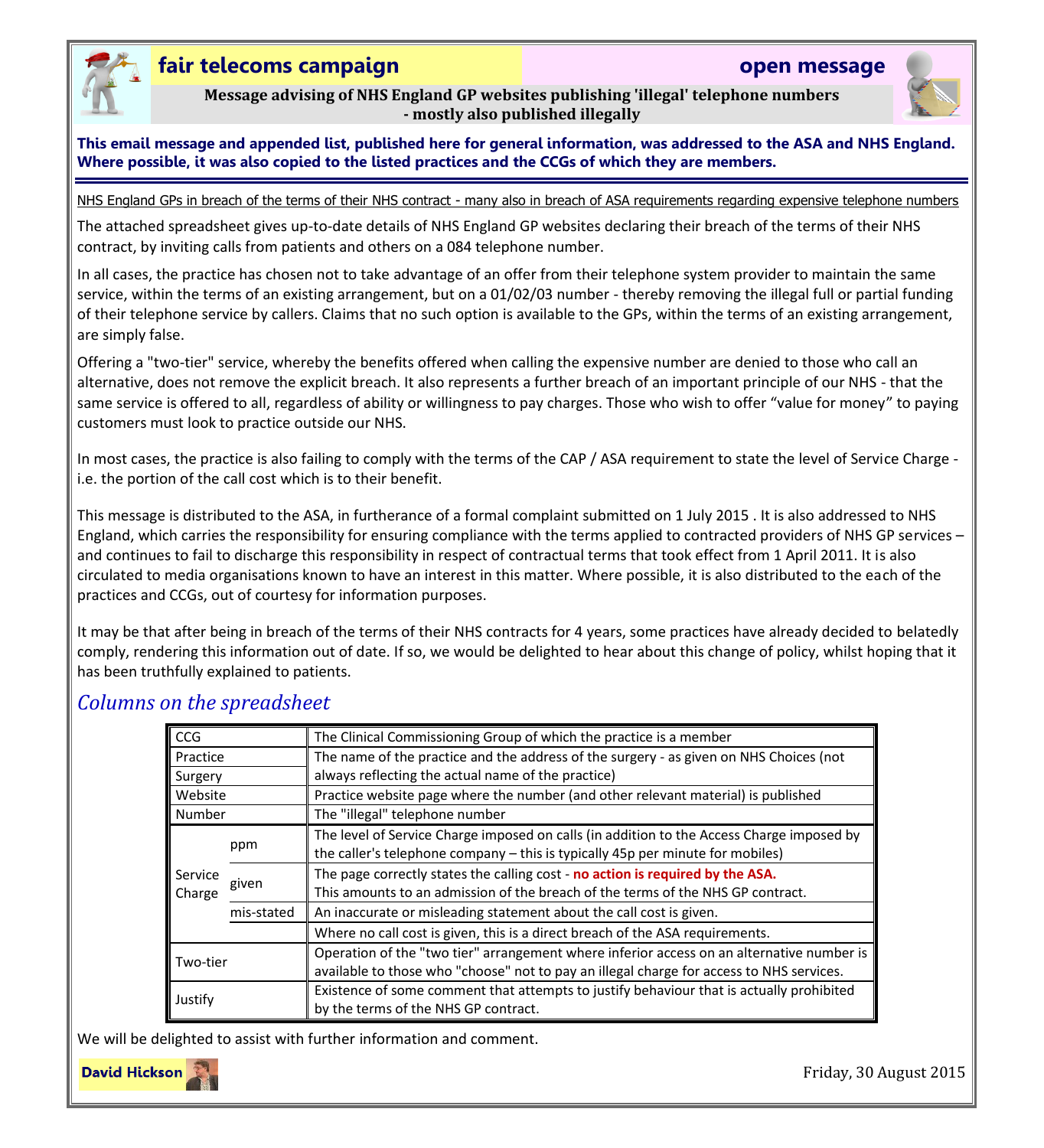**fair telecoms campaign** | **open message**

**Message advising of NHS England GP websites publishing 'illegal' telephone numbers - mostly also published illegally**

**This email message and appended list, published here for general information, was addressed to the ASA and NHS England. Where possible, it was also copied to the listed practices and the CCGs of which they are members.**

---

NHS England GPs in breach of the terms of their NHS contract - many also in breach of ASA requirements regarding expensive telephone numbers

The attached spreadsheet gives up-to-date details of NHS England GP websites declaring their breach of the terms of their NHS contract, by inviting calls from patients and others on a 084 telephone number.

In all cases, the practice has chosen not to take advantage of an offer from their telephone system provider to maintain the same service, within the terms of an existing arrangement, but on a 01/02/03 number - thereby removing the illegal full or partial funding of their telephone service by callers. Claims that no such option is available to the GPs, within the terms of an existing arrangement, are simply false.

Offering a "two-tier" service, whereby the benefits offered when calling the expensive number are denied to those who call an alternative, does not remove the explicit breach. It also represents a further breach of an important principle of our NHS - that the same service is offered to all, regardless of ability or willingness to pay charges. Those who wish to offer "value for money" to paying customers must look to practice outside our NHS.

In most cases, the practice is also failing to comply with the terms of the CAP / ASA requirement to state the level of Service Charge - i.e. the portion of the call cost which is to their benefit.

This message is distributed to the ASA, in furtherance of a formal complaint submitted on 1 July 2015 . It is also addressed to NHS England, which carries the responsibility for ensuring compliance with the terms applied to contracted providers of NHS GP services – and continues to fail to discharge this responsibility in respect of contractual terms that took effect from 1 April 2011. It is also circulated to media organisations known to have an interest in this matter. Where possible, it is also distributed to the each of the practices and CCGs, out of courtesy for information purposes.

It may be that after being in breach of the terms of their NHS contracts for 4 years, some practices have already decided to belatedly comply, rendering this information out of date. If so, we would be delighted to hear about this change of policy, whilst hoping that it has been truthfully explained to patients.

## *Columns on the spreadsheet*

| Column | | Description |
|---|---|---|
| CCG | | The Clinical Commissioning Group of which the practice is a member |
| Practice | | The name of the practice and the address of the surgery - as given on NHS Choices (not always reflecting the actual name of the practice) |
| Surgery | | |
| Website | | Practice website page where the number (and other relevant material) is published |
| Number | | The "illegal" telephone number |
| Service Charge | ppm | The level of Service Charge imposed on calls (in addition to the Access Charge imposed by the caller's telephone company – this is typically 45p per minute for mobiles) |
| | given | The page correctly states the calling cost - **no action is required by the ASA.** This amounts to an admission of the breach of the terms of the NHS GP contract. |
| | mis-stated | An inaccurate or misleading statement about the call cost is given. |
| | | Where no call cost is given, this is a direct breach of the ASA requirements. |
| Two-tier | | Operation of the "two tier" arrangement where inferior access on an alternative number is available to those who "choose" not to pay an illegal charge for access to NHS services. |
| Justify | | Existence of some comment that attempts to justify behaviour that is actually prohibited by the terms of the NHS GP contract. |

We will be delighted to assist with further information and comment.

**David Hickson**

Friday, 30 August 2015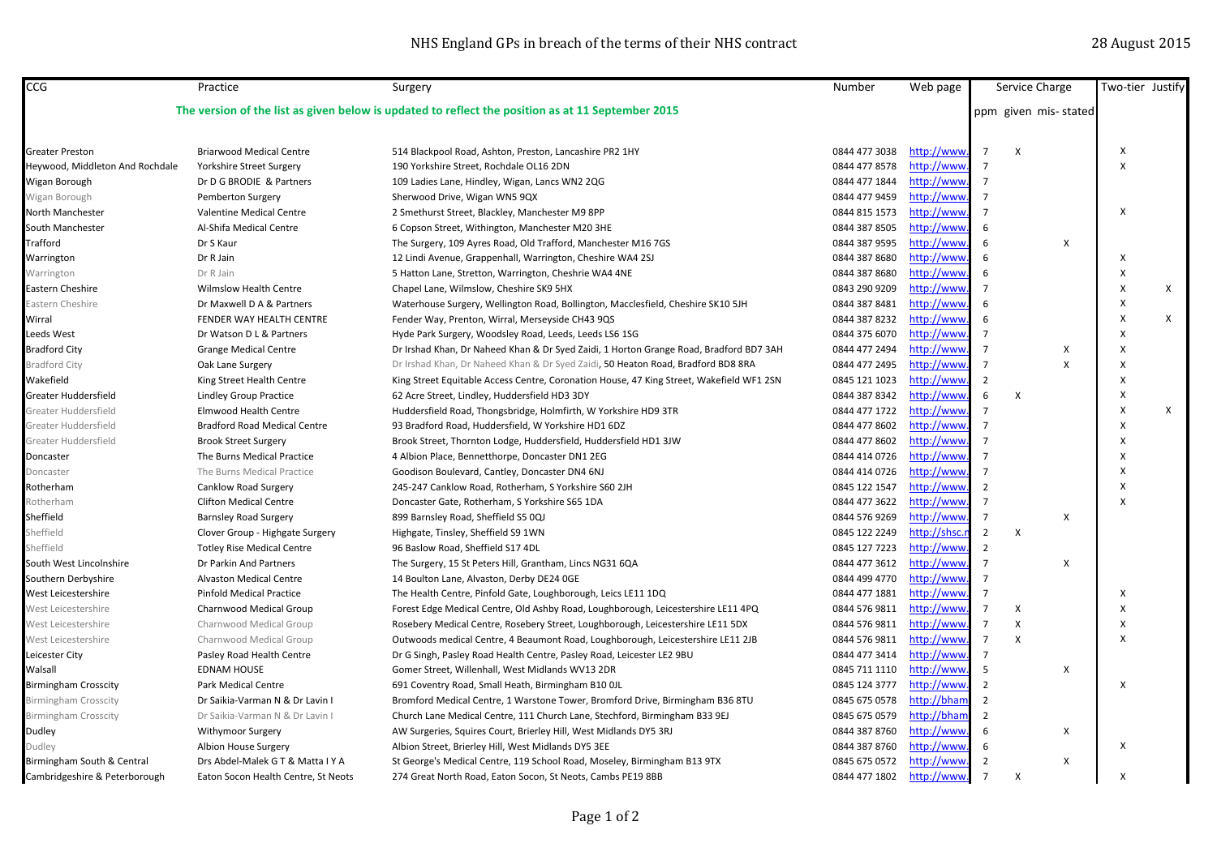# NHS England GPs in breach of the terms of their NHS contract

28 August 2015

The version of the list as given below is updated to reflect the position as at 11 September 2015

| CCG | Practice | Surgery | Number | Web page | Service Charge | | | Two-tier | Justify |
|---|---|---|---|---|---|---|---|---|---|
| | | | | | ppm | given | mis- stated | | |
| Greater Preston | Briarwood Medical Centre | 514 Blackpool Road, Ashton, Preston, Lancashire PR2 1HY | 0844 477 3038 | http://www. | 7 | X | | X | |
| Heywood, Middleton And Rochdale | Yorkshire Street Surgery | 190 Yorkshire Street, Rochdale OL16 2DN | 0844 477 8578 | http://www. | 7 | | | X | |
| Wigan Borough | Dr D G BRODIE & Partners | 109 Ladies Lane, Hindley, Wigan, Lancs WN2 2QG | 0844 477 1844 | http://www. | 7 | | | | |
| Wigan Borough | Pemberton Surgery | Sherwood Drive, Wigan WN5 9QX | 0844 477 9459 | http://www. | 7 | | | | |
| North Manchester | Valentine Medical Centre | 2 Smethurst Street, Blackley, Manchester M9 8PP | 0844 815 1573 | http://www. | 7 | | | X | |
| South Manchester | Al-Shifa Medical Centre | 6 Copson Street, Withington, Manchester M20 3HE | 0844 387 8505 | http://www. | 6 | | | | |
| Trafford | Dr S Kaur | The Surgery, 109 Ayres Road, Old Trafford, Manchester M16 7GS | 0844 387 9595 | http://www. | 6 | | X | | |
| Warrington | Dr R Jain | 12 Lindi Avenue, Grappenhall, Warrington, Cheshire WA4 2SJ | 0844 387 8680 | http://www. | 6 | | | X | |
| Warrington | Dr R Jain | 5 Hatton Lane, Stretton, Warrington, Cheshire WA4 4NE | 0844 387 8680 | http://www. | 6 | | | X | |
| Eastern Cheshire | Wilmslow Health Centre | Chapel Lane, Wilmslow, Cheshire SK9 5HX | 0843 290 9209 | http://www. | 7 | | | X | X |
| Eastern Cheshire | Dr Maxwell D A & Partners | Waterhouse Surgery, Wellington Road, Bollington, Macclesfield, Cheshire SK10 5JH | 0844 387 8481 | http://www. | 6 | | | X | |
| Wirral | FENDER WAY HEALTH CENTRE | Fender Way, Prenton, Wirral, Merseyside CH43 9QS | 0844 387 8232 | http://www. | 6 | | | X | X |
| Leeds West | Dr Watson D L & Partners | Hyde Park Surgery, Woodsley Road, Leeds, Leeds LS6 1SG | 0844 375 6070 | http://www. | 7 | | | X | |
| Bradford City | Grange Medical Centre | Dr Irshad Khan, Dr Naheed Khan & Dr Syed Zaidi, 1 Horton Grange Road, Bradford BD7 3AH | 0844 477 2494 | http://www. | 7 | | X | X | |
| Bradford City | Oak Lane Surgery | Dr Irshad Khan, Dr Naheed Khan & Dr Syed Zaidi, 50 Heaton Road, Bradford BD8 8RA | 0844 477 2495 | http://www. | 7 | | X | X | |
| Wakefield | King Street Health Centre | King Street Equitable Access Centre, Coronation House, 47 King Street, Wakefield WF1 2SN | 0845 121 1023 | http://www. | 2 | | | X | |
| Greater Huddersfield | Lindley Group Practice | 62 Acre Street, Lindley, Huddersfield HD3 3DY | 0844 387 8342 | http://www. | 6 | X | | X | |
| Greater Huddersfield | Elmwood Health Centre | Huddersfield Road, Thongsbridge, Holmfirth, W Yorkshire HD9 3TR | 0844 477 1722 | http://www. | 7 | | | X | X |
| Greater Huddersfield | Bradford Road Medical Centre | 93 Bradford Road, Huddersfield, W Yorkshire HD1 6DZ | 0844 477 8602 | http://www. | 7 | | | X | |
| Greater Huddersfield | Brook Street Surgery | Brook Street, Thornton Lodge, Huddersfield, Huddersfield HD1 3JW | 0844 477 8602 | http://www. | 7 | | | X | |
| Doncaster | The Burns Medical Practice | 4 Albion Place, Bennetthorpe, Doncaster DN1 2EG | 0844 414 0726 | http://www. | 7 | | | X | |
| Doncaster | The Burns Medical Practice | Goodison Boulevard, Cantley, Doncaster DN4 6NJ | 0844 414 0726 | http://www. | 7 | | | X | |
| Rotherham | Canklow Road Surgery | 245-247 Canklow Road, Rotherham, S Yorkshire S60 2JH | 0845 122 1547 | http://www. | 2 | | | X | |
| Rotherham | Clifton Medical Centre | Doncaster Gate, Rotherham, S Yorkshire S65 1DA | 0844 477 3622 | http://www. | 7 | | | X | |
| Sheffield | Barnsley Road Surgery | 899 Barnsley Road, Sheffield S5 0QJ | 0844 576 9269 | http://www. | 7 | | X | | |
| Sheffield | Clover Group - Highgate Surgery | Highgate, Tinsley, Sheffield S9 1WN | 0845 122 2249 | http://shsc.n | 2 | X | | | |
| Sheffield | Totley Rise Medical Centre | 96 Baslow Road, Sheffield S17 4DL | 0845 127 7223 | http://www. | 2 | | | | |
| South West Lincolnshire | Dr Parkin And Partners | The Surgery, 15 St Peters Hill, Grantham, Lincs NG31 6QA | 0844 477 3612 | http://www. | 7 | | X | | |
| Southern Derbyshire | Alvaston Medical Centre | 14 Boulton Lane, Alvaston, Derby DE24 0GE | 0844 499 4770 | http://www. | 7 | | | | |
| West Leicestershire | Pinfold Medical Practice | The Health Centre, Pinfold Gate, Loughborough, Leics LE11 1DQ | 0844 477 1881 | http://www. | 7 | | | X | |
| West Leicestershire | Charnwood Medical Group | Forest Edge Medical Centre, Old Ashby Road, Loughborough, Leicestershire LE11 4PQ | 0844 576 9811 | http://www. | 7 | X | | X | |
| West Leicestershire | Charnwood Medical Group | Rosebery Medical Centre, Rosebery Street, Loughborough, Leicestershire LE11 5DX | 0844 576 9811 | http://www. | 7 | X | | X | |
| West Leicestershire | Charnwood Medical Group | Outwoods medical Centre, 4 Beaumont Road, Loughborough, Leicestershire LE11 2JB | 0844 576 9811 | http://www. | 7 | X | | X | |
| Leicester City | Pasley Road Health Centre | Dr G Singh, Pasley Road Health Centre, Pasley Road, Leicester LE2 9BU | 0844 477 3414 | http://www. | 7 | | | | |
| Walsall | EDNAM HOUSE | Gomer Street, Willenhall, West Midlands WV13 2DR | 0845 711 1110 | http://www. | 5 | | X | | |
| Birmingham Crosscity | Park Medical Centre | 691 Coventry Road, Small Heath, Birmingham B10 0JL | 0845 124 3777 | http://www. | 2 | | | X | |
| Birmingham Crosscity | Dr Saikia-Varman N & Dr Lavin I | Bromford Medical Centre, 1 Warstone Tower, Bromford Drive, Birmingham B36 8TU | 0845 675 0578 | http://bham | 2 | | | | |
| Birmingham Crosscity | Dr Saikia-Varman N & Dr Lavin I | Church Lane Medical Centre, 111 Church Lane, Stechford, Birmingham B33 9EJ | 0845 675 0579 | http://bham | 2 | | | | |
| Dudley | Withymoor Surgery | AW Surgeries, Squires Court, Brierley Hill, West Midlands DY5 3RJ | 0844 387 8760 | http://www. | 6 | | X | | |
| Dudley | Albion House Surgery | Albion Street, Brierley Hill, West Midlands DY5 3EE | 0844 387 8760 | http://www. | 6 | | | X | |
| Birmingham South & Central | Drs Abdel-Malek G T & Matta I Y A | St George's Medical Centre, 119 School Road, Moseley, Birmingham B13 9TX | 0845 675 0572 | http://www. | 2 | | X | | |
| Cambridgeshire & Peterborough | Eaton Socon Health Centre, St Neots | 274 Great North Road, Eaton Socon, St Neots, Cambs PE19 8BB | 0844 477 1802 | http://www. | 7 | X | | X | |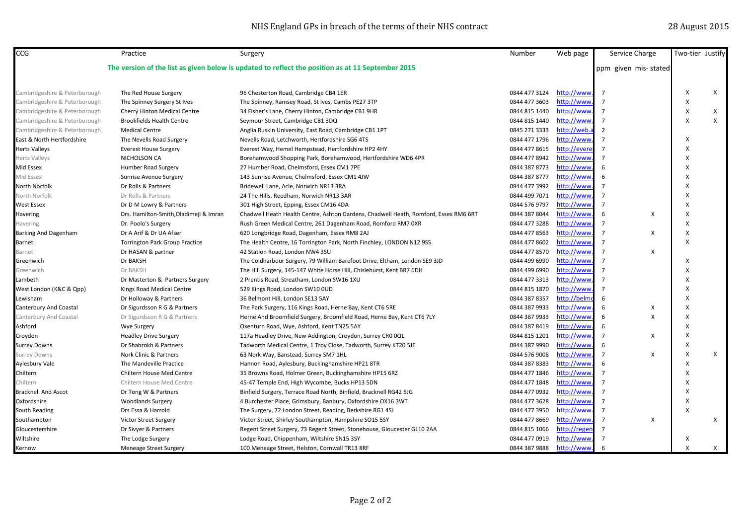**The version of the list as given below is updated to reflect the position as at 11 September 2015**

| CCG | Practice | Surgery | Number | Web page | Service Charge ppm given | Service Charge mis-stated | Two-tier | Justify |
|---|---|---|---|---|---|---|---|---|
| Cambridgeshire & Peterborough | The Red House Surgery | 96 Chesterton Road, Cambridge CB4 1ER | 0844 477 3124 | http://www. | 7 | | X | X |
| Cambridgeshire & Peterborough | The Spinney Surgery St Ives | The Spinney, Ramsey Road, St Ives, Cambs PE27 3TP | 0844 477 3603 | http://www. | 7 | | X | |
| Cambridgeshire & Peterborough | Cherry Hinton Medical Centre | 34 Fisher's Lane, Cherry Hinton, Cambridge CB1 9HR | 0844 815 1440 | http://www. | 7 | | X | X |
| Cambridgeshire & Peterborough | Brookfields Health Centre | Seymour Street, Cambridge CB1 3DQ | 0844 815 1440 | http://www. | 7 | | X | X |
| Cambridgeshire & Peterborough | Medical Centre | Anglia Ruskin University, East Road, Cambridge CB1 1PT | 0845 271 3333 | http://web.a | 2 | | | |
| East & North Hertfordshire | The Nevells Road Surgery | Nevells Road, Letchworth, Hertfordshire SG6 4TS | 0844 477 1796 | http://www. | 7 | | X | |
| Herts Valleys | Everest House Surgery | Everest Way, Hemel Hempstead, Hertfordshire HP2 4HY | 0844 477 8615 | http://evere | 7 | | X | |
| Herts Valleys | NICHOLSON CA | Borehamwood Shopping Park, Borehamwood, Hertfordshire WD6 4PR | 0844 477 8942 | http://www. | 7 | | X | |
| Mid Essex | Humber Road Surgery | 27 Humber Road, Chelmsford, Essex CM1 7PE | 0844 387 8773 | http://www. | 6 | | X | |
| Mid Essex | Sunrise Avenue Surgery | 143 Sunrise Avenue, Chelmsford, Essex CM1 4JW | 0844 387 8777 | http://www. | 6 | | X | |
| North Norfolk | Dr Rolls & Partners | Bridewell Lane, Acle, Norwich NR13 3RA | 0844 477 3992 | http://www. | 7 | | X | |
| North Norfolk | Dr Rolls & Partners | 24 The Hills, Reedham, Norwich NR13 3AR | 0844 499 7071 | http://www. | 7 | | X | |
| West Essex | Dr D M Lowry & Partners | 301 High Street, Epping, Essex CM16 4DA | 0844 576 9797 | http://www. | 7 | | X | |
| Havering | Drs. Hamilton-Smith,Oladimeji & Imran | Chadwell Heath Health Centre, Ashton Gardens, Chadwell Heath, Romford, Essex RM6 6RT | 0844 387 8044 | http://www. | 6 | X | X | |
| Havering | Dr. Poolo's Surgery | Rush Green Medical Centre, 261 Dagenham Road, Romford RM7 0XR | 0844 477 3288 | http://www. | 7 | | X | |
| Barking And Dagenham | Dr A Arif & Dr UA Afser | 620 Longbridge Road, Dagenham, Essex RM8 2AJ | 0844 477 8563 | http://www. | 7 | X | X | |
| Barnet | Torrington Park Group Practice | The Health Centre, 16 Torrington Park, North Finchley, LONDON N12 9SS | 0844 477 8602 | http://www. | 7 | | X | |
| Barnet | Dr HASAN & partner | 42 Station Road, London NW4 3SU | 0844 477 8570 | http://www. | 7 | X | | |
| Greenwich | Dr BAKSH | The Coldharbour Surgery, 79 William Barefoot Drive, Eltham, London SE9 3JD | 0844 499 6990 | http://www. | 7 | | X | |
| Greenwich | Dr BAKSH | The Hill Surgery, 145-147 White Horse Hill, Chislehurst, Kent BR7 6DH | 0844 499 6990 | http://www. | 7 | | X | |
| Lambeth | Dr Masterton & Partners Surgery | 2 Prentis Road, Streatham, London SW16 1XU | 0844 477 3313 | http://www. | 7 | | X | |
| West London (K&C & Qpp) | Kings Road Medical Centre | 529 Kings Road, London SW10 0UD | 0844 815 1870 | http://www. | 7 | | X | |
| Lewisham | Dr Holloway & Partners | 36 Belmont Hill, London SE13 5AY | 0844 387 8357 | http://belmo | 6 | | X | |
| Canterbury And Coastal | Dr Sigurdsson R G & Partners | The Park Surgery, 116 Kings Road, Herne Bay, Kent CT6 5RE | 0844 387 9933 | http://www. | 6 | X | X | |
| Canterbury And Coastal | Dr Sigurdsson R G & Partners | Herne And Broomfield Surgery, Broomfield Road, Herne Bay, Kent CT6 7LY | 0844 387 9933 | http://www. | 6 | X | X | |
| Ashford | Wye Surgery | Oxenturn Road, Wye, Ashford, Kent TN25 5AY | 0844 387 8419 | http://www. | 6 | | X | |
| Croydon | Headley Drive Surgery | 117a Headley Drive, New Addington, Croydon, Surrey CR0 0QL | 0844 815 1201 | http://www. | 7 | X | X | |
| Surrey Downs | Dr Shabrokh & Partners | Tadworth Medical Centre, 1 Troy Close, Tadworth, Surrey KT20 5JE | 0844 387 9990 | http://www. | 6 | | X | |
| Surrey Downs | Nork Clinic & Partners | 63 Nork Way, Banstead, Surrey SM7 1HL | 0844 576 9008 | http://www. | 7 | X | X | X |
| Aylesbury Vale | The Mandeville Practice | Hannon Road, Aylesbury, Buckinghamshire HP21 8TR | 0844 387 8383 | http://www. | 6 | | X | |
| Chiltern | Chiltern House Med.Centre | 35 Browns Road, Holmer Green, Buckinghamshire HP15 6RZ | 0844 477 1846 | http://www. | 7 | | X | |
| Chiltern | Chiltern House Med.Centre | 45-47 Temple End, High Wycombe, Bucks HP13 5DN | 0844 477 1848 | http://www. | 7 | | X | |
| Bracknell And Ascot | Dr Tong W & Partners | Binfield Surgery, Terrace Road North, Binfield, Bracknell RG42 5JG | 0844 477 0932 | http://www. | 7 | | X | |
| Oxfordshire | Woodlands Surgery | 4 Burchester Place, Grimsbury, Banbury, Oxfordshire OX16 3WT | 0844 477 3628 | http://www. | 7 | | X | |
| South Reading | Drs Essa & Harrold | The Surgery, 72 London Street, Reading, Berkshire RG1 4SJ | 0844 477 3950 | http://www. | 7 | | X | |
| Southampton | Victor Street Surgery | Victor Street, Shirley Southampton, Hampshire SO15 5SY | 0844 477 8669 | http://www. | 7 | X | | X |
| Gloucestershire | Dr Sivyer & Partners | Regent Street Surgery, 73 Regent Street, Stonehouse, Gloucester GL10 2AA | 0844 815 1066 | http://regen | 7 | | | |
| Wiltshire | The Lodge Surgery | Lodge Road, Chippenham, Wiltshire SN15 3SY | 0844 477 0919 | http://www. | 7 | | X | |
| Kernow | Meneage Street Surgery | 100 Meneage Street, Helston, Cornwall TR13 8RF | 0844 387 9888 | http://www. | 6 | | X | X |